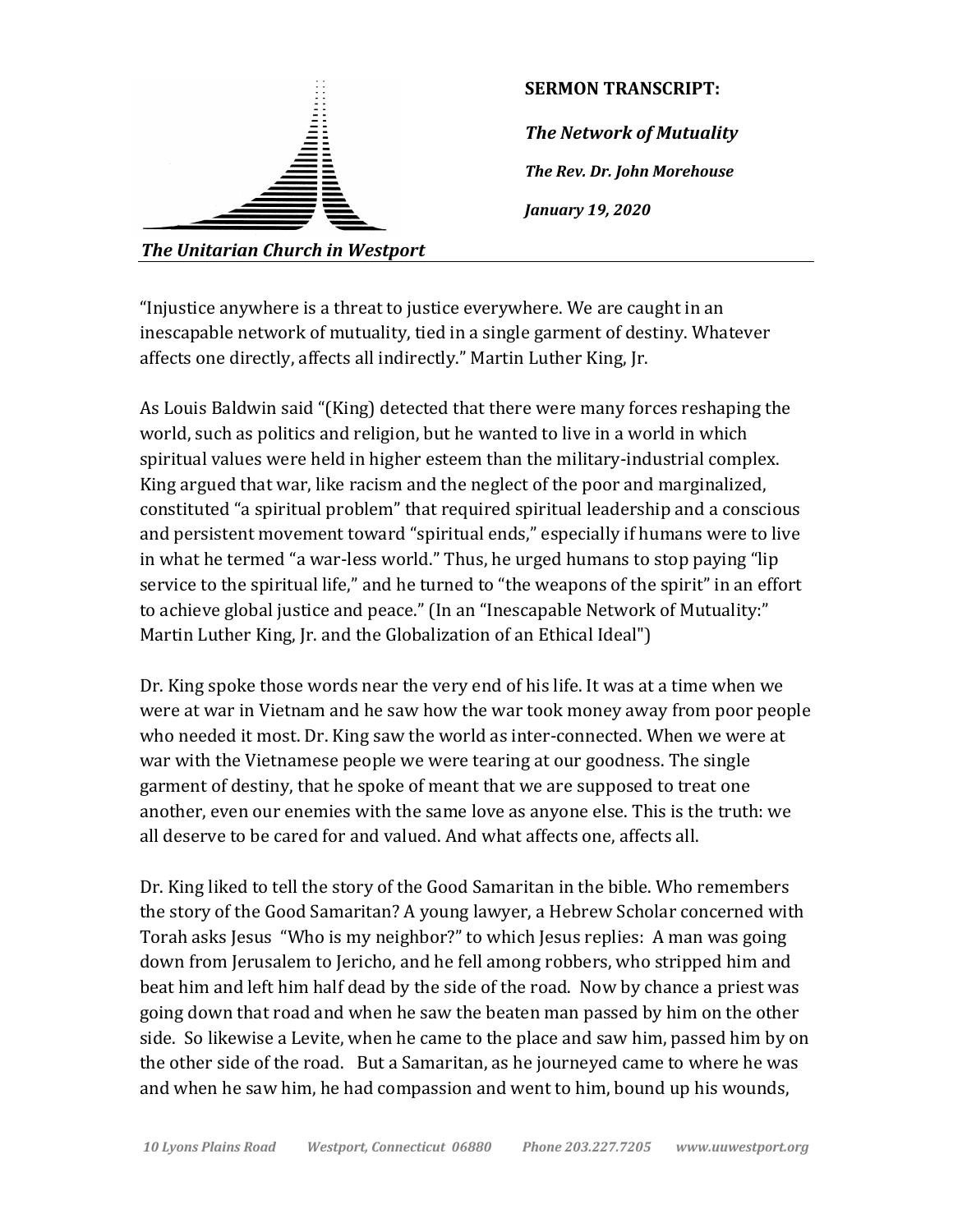**SERMON TRANSCRIPT:**

***The Network of Mutuality***

***The Rev. Dr. John Morehouse***

***January 19, 2020***

***The Unitarian Church in Westport***

---

“Injustice anywhere is a threat to justice everywhere. We are caught in an inescapable network of mutuality, tied in a single garment of destiny. Whatever affects one directly, affects all indirectly.” Martin Luther King, Jr.

As Louis Baldwin said “(King) detected that there were many forces reshaping the world, such as politics and religion, but he wanted to live in a world in which spiritual values were held in higher esteem than the military-industrial complex. King argued that war, like racism and the neglect of the poor and marginalized, constituted “a spiritual problem” that required spiritual leadership and a conscious and persistent movement toward “spiritual ends,” especially if humans were to live in what he termed “a war-less world.” Thus, he urged humans to stop paying “lip service to the spiritual life,” and he turned to “the weapons of the spirit” in an effort to achieve global justice and peace.” (In an “Inescapable Network of Mutuality:” Martin Luther King, Jr. and the Globalization of an Ethical Ideal")

Dr. King spoke those words near the very end of his life. It was at a time when we were at war in Vietnam and he saw how the war took money away from poor people who needed it most. Dr. King saw the world as inter-connected. When we were at war with the Vietnamese people we were tearing at our goodness. The single garment of destiny, that he spoke of meant that we are supposed to treat one another, even our enemies with the same love as anyone else. This is the truth: we all deserve to be cared for and valued. And what affects one, affects all.

Dr. King liked to tell the story of the Good Samaritan in the bible. Who remembers the story of the Good Samaritan? A young lawyer, a Hebrew Scholar concerned with Torah asks Jesus “Who is my neighbor?” to which Jesus replies: A man was going down from Jerusalem to Jericho, and he fell among robbers, who stripped him and beat him and left him half dead by the side of the road. Now by chance a priest was going down that road and when he saw the beaten man passed by him on the other side. So likewise a Levite, when he came to the place and saw him, passed him by on the other side of the road. But a Samaritan, as he journeyed came to where he was and when he saw him, he had compassion and went to him, bound up his wounds,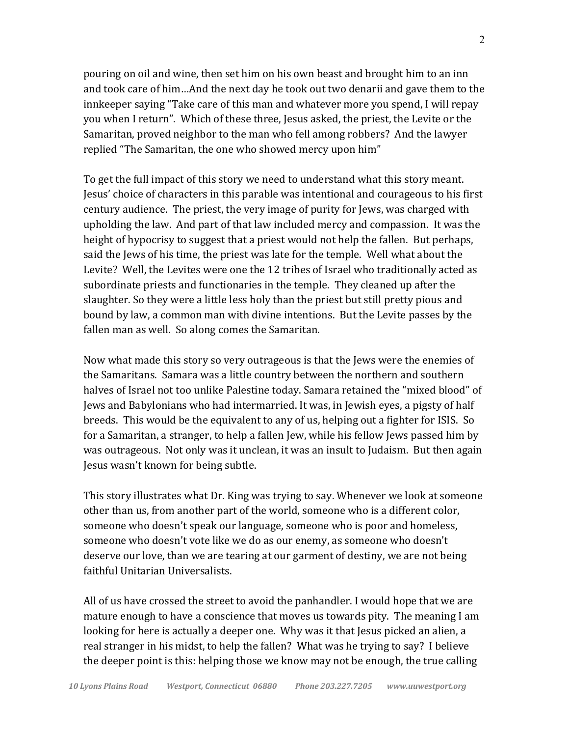pouring on oil and wine, then set him on his own beast and brought him to an inn and took care of him…And the next day he took out two denarii and gave them to the innkeeper saying "Take care of this man and whatever more you spend, I will repay you when I return". Which of these three, Jesus asked, the priest, the Levite or the Samaritan, proved neighbor to the man who fell among robbers? And the lawyer replied "The Samaritan, the one who showed mercy upon him"

To get the full impact of this story we need to understand what this story meant. Jesus' choice of characters in this parable was intentional and courageous to his first century audience. The priest, the very image of purity for Jews, was charged with upholding the law. And part of that law included mercy and compassion. It was the height of hypocrisy to suggest that a priest would not help the fallen. But perhaps, said the Jews of his time, the priest was late for the temple. Well what about the Levite? Well, the Levites were one the 12 tribes of Israel who traditionally acted as subordinate priests and functionaries in the temple. They cleaned up after the slaughter. So they were a little less holy than the priest but still pretty pious and bound by law, a common man with divine intentions. But the Levite passes by the fallen man as well. So along comes the Samaritan.

Now what made this story so very outrageous is that the Jews were the enemies of the Samaritans. Samara was a little country between the northern and southern halves of Israel not too unlike Palestine today. Samara retained the "mixed blood" of Jews and Babylonians who had intermarried. It was, in Jewish eyes, a pigsty of half breeds. This would be the equivalent to any of us, helping out a fighter for ISIS. So for a Samaritan, a stranger, to help a fallen Jew, while his fellow Jews passed him by was outrageous. Not only was it unclean, it was an insult to Judaism. But then again Jesus wasn't known for being subtle.

This story illustrates what Dr. King was trying to say. Whenever we look at someone other than us, from another part of the world, someone who is a different color, someone who doesn't speak our language, someone who is poor and homeless, someone who doesn't vote like we do as our enemy, as someone who doesn't deserve our love, than we are tearing at our garment of destiny, we are not being faithful Unitarian Universalists.

All of us have crossed the street to avoid the panhandler. I would hope that we are mature enough to have a conscience that moves us towards pity. The meaning I am looking for here is actually a deeper one. Why was it that Jesus picked an alien, a real stranger in his midst, to help the fallen? What was he trying to say? I believe the deeper point is this: helping those we know may not be enough, the true calling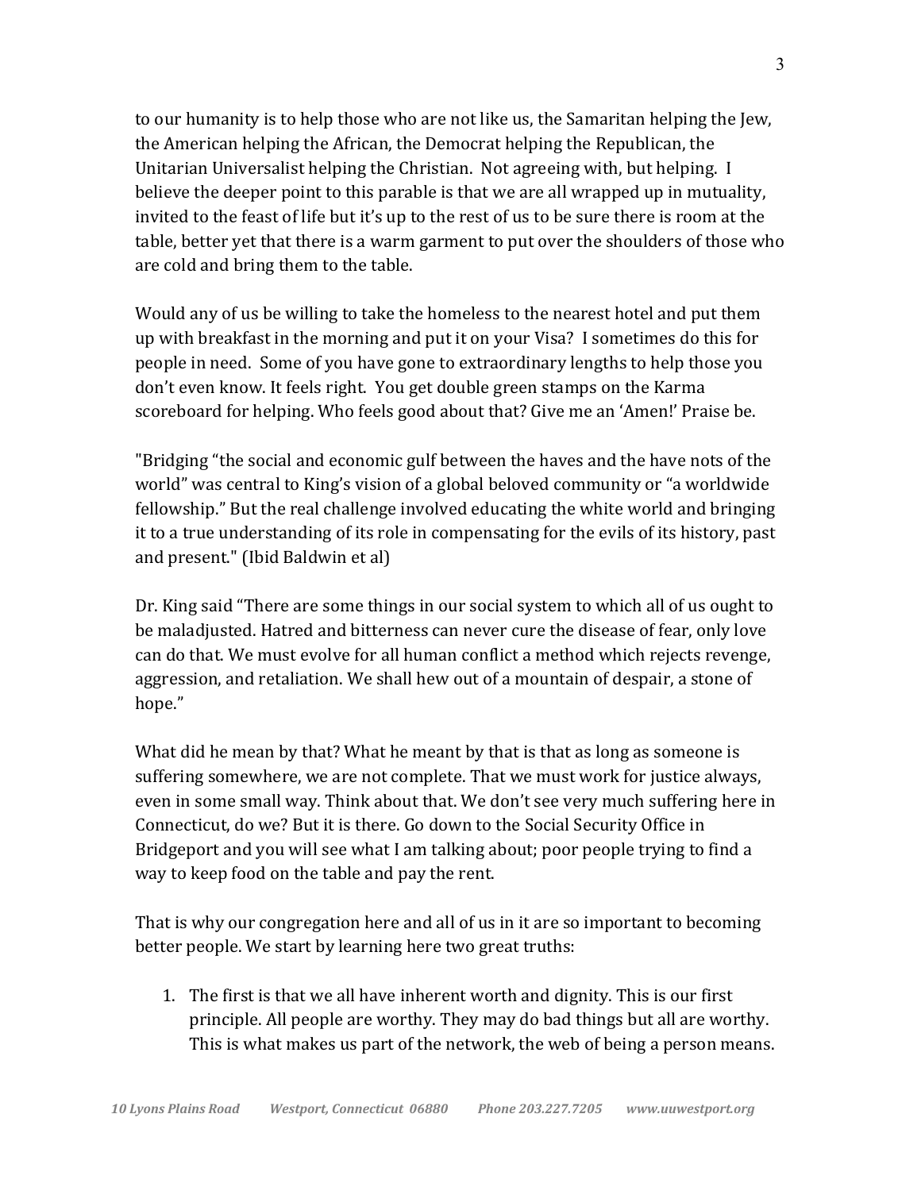to our humanity is to help those who are not like us, the Samaritan helping the Jew, the American helping the African, the Democrat helping the Republican, the Unitarian Universalist helping the Christian. Not agreeing with, but helping. I believe the deeper point to this parable is that we are all wrapped up in mutuality, invited to the feast of life but it's up to the rest of us to be sure there is room at the table, better yet that there is a warm garment to put over the shoulders of those who are cold and bring them to the table.

Would any of us be willing to take the homeless to the nearest hotel and put them up with breakfast in the morning and put it on your Visa? I sometimes do this for people in need. Some of you have gone to extraordinary lengths to help those you don't even know. It feels right. You get double green stamps on the Karma scoreboard for helping. Who feels good about that? Give me an 'Amen!' Praise be.

"Bridging "the social and economic gulf between the haves and the have nots of the world" was central to King's vision of a global beloved community or "a worldwide fellowship." But the real challenge involved educating the white world and bringing it to a true understanding of its role in compensating for the evils of its history, past and present." (Ibid Baldwin et al)

Dr. King said "There are some things in our social system to which all of us ought to be maladjusted. Hatred and bitterness can never cure the disease of fear, only love can do that. We must evolve for all human conflict a method which rejects revenge, aggression, and retaliation. We shall hew out of a mountain of despair, a stone of hope."

What did he mean by that? What he meant by that is that as long as someone is suffering somewhere, we are not complete. That we must work for justice always, even in some small way. Think about that. We don't see very much suffering here in Connecticut, do we? But it is there. Go down to the Social Security Office in Bridgeport and you will see what I am talking about; poor people trying to find a way to keep food on the table and pay the rent.

That is why our congregation here and all of us in it are so important to becoming better people. We start by learning here two great truths:

1. The first is that we all have inherent worth and dignity. This is our first principle. All people are worthy. They may do bad things but all are worthy. This is what makes us part of the network, the web of being a person means.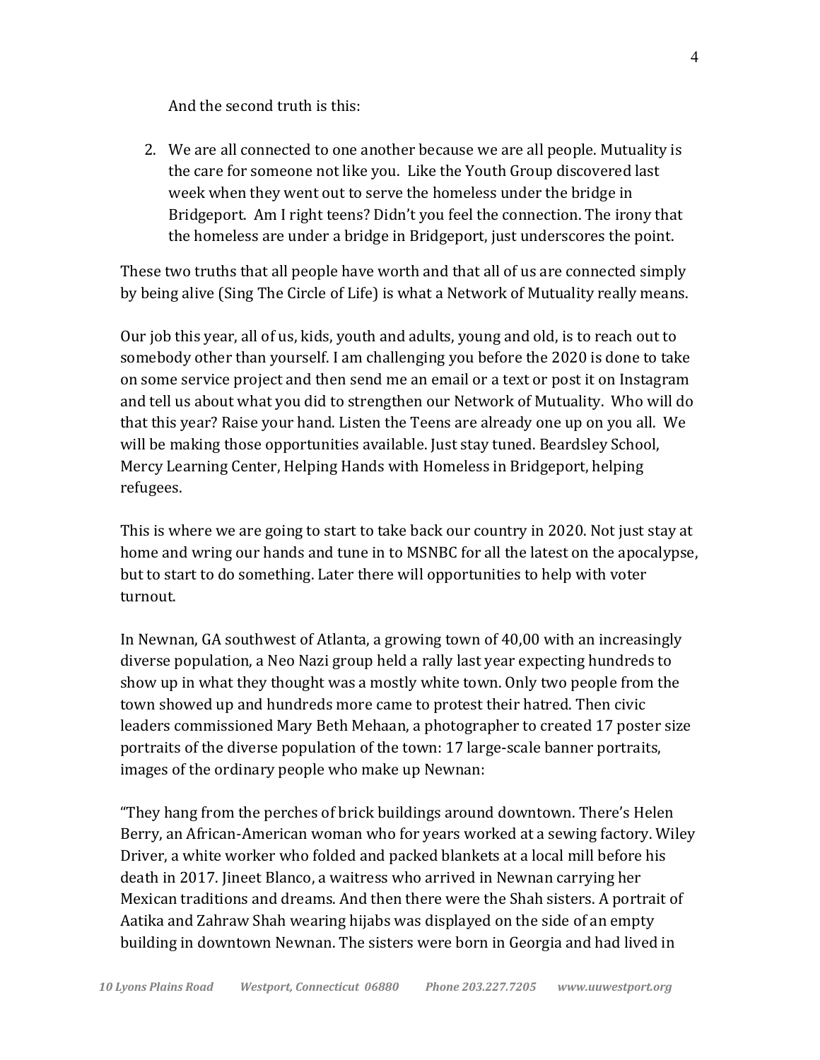And the second truth is this:

2. We are all connected to one another because we are all people. Mutuality is the care for someone not like you. Like the Youth Group discovered last week when they went out to serve the homeless under the bridge in Bridgeport. Am I right teens? Didn't you feel the connection. The irony that the homeless are under a bridge in Bridgeport, just underscores the point.

These two truths that all people have worth and that all of us are connected simply by being alive (Sing The Circle of Life) is what a Network of Mutuality really means.

Our job this year, all of us, kids, youth and adults, young and old, is to reach out to somebody other than yourself. I am challenging you before the 2020 is done to take on some service project and then send me an email or a text or post it on Instagram and tell us about what you did to strengthen our Network of Mutuality. Who will do that this year? Raise your hand. Listen the Teens are already one up on you all. We will be making those opportunities available. Just stay tuned. Beardsley School, Mercy Learning Center, Helping Hands with Homeless in Bridgeport, helping refugees.

This is where we are going to start to take back our country in 2020. Not just stay at home and wring our hands and tune in to MSNBC for all the latest on the apocalypse, but to start to do something. Later there will opportunities to help with voter turnout.

In Newnan, GA southwest of Atlanta, a growing town of 40,00 with an increasingly diverse population, a Neo Nazi group held a rally last year expecting hundreds to show up in what they thought was a mostly white town. Only two people from the town showed up and hundreds more came to protest their hatred. Then civic leaders commissioned Mary Beth Mehaan, a photographer to created 17 poster size portraits of the diverse population of the town: 17 large-scale banner portraits, images of the ordinary people who make up Newnan:

"They hang from the perches of brick buildings around downtown. There's Helen Berry, an African-American woman who for years worked at a sewing factory. Wiley Driver, a white worker who folded and packed blankets at a local mill before his death in 2017. Jineet Blanco, a waitress who arrived in Newnan carrying her Mexican traditions and dreams. And then there were the Shah sisters. A portrait of Aatika and Zahraw Shah wearing hijabs was displayed on the side of an empty building in downtown Newnan. The sisters were born in Georgia and had lived in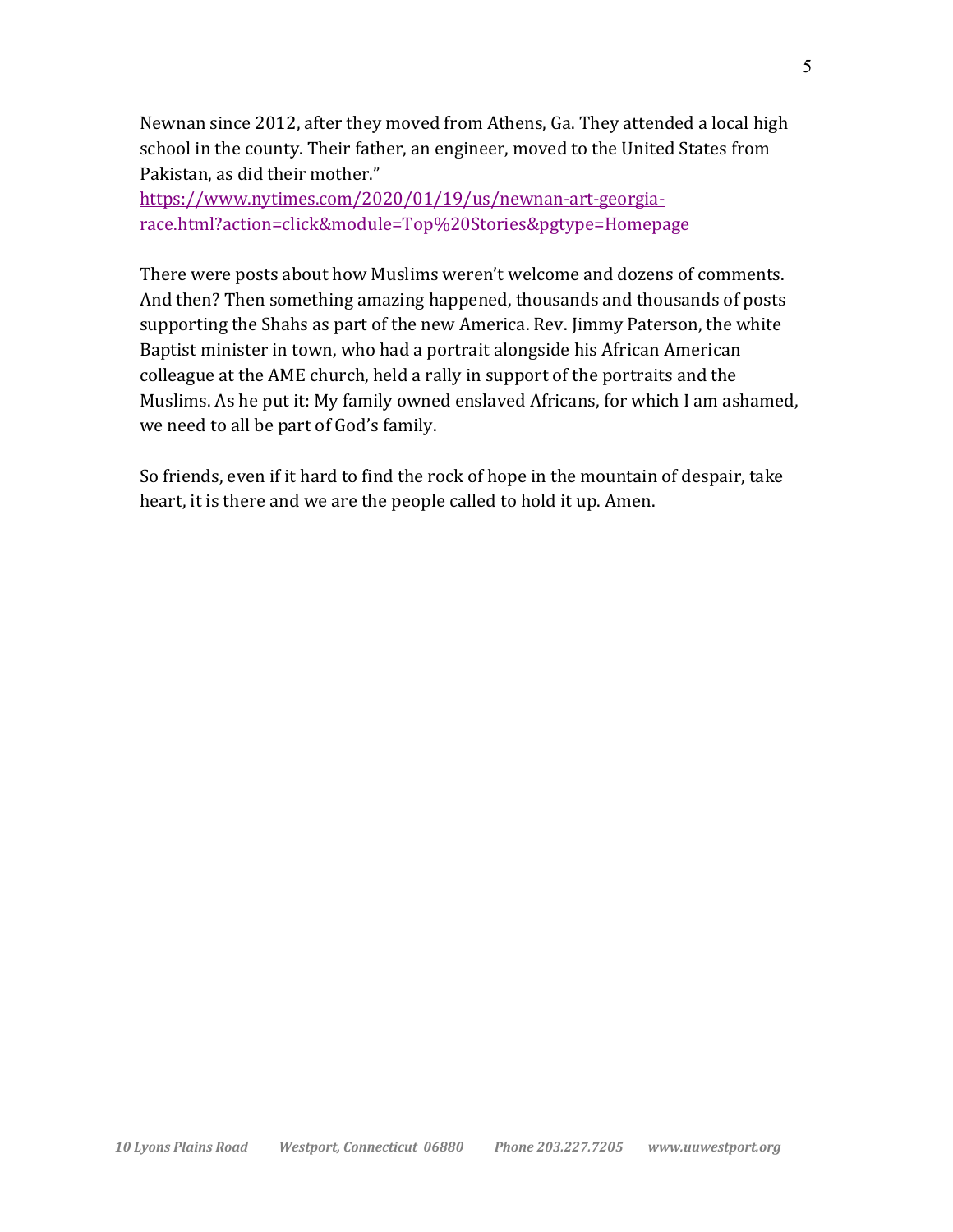Newnan since 2012, after they moved from Athens, Ga. They attended a local high school in the county. Their father, an engineer, moved to the United States from Pakistan, as did their mother."

https://www.nytimes.com/2020/01/19/us/newnan-art-georgia-race.html?action=click&module=Top%20Stories&pgtype=Homepage

There were posts about how Muslims weren't welcome and dozens of comments. And then? Then something amazing happened, thousands and thousands of posts supporting the Shahs as part of the new America. Rev. Jimmy Paterson, the white Baptist minister in town, who had a portrait alongside his African American colleague at the AME church, held a rally in support of the portraits and the Muslims. As he put it: My family owned enslaved Africans, for which I am ashamed, we need to all be part of God's family.

So friends, even if it hard to find the rock of hope in the mountain of despair, take heart, it is there and we are the people called to hold it up. Amen.